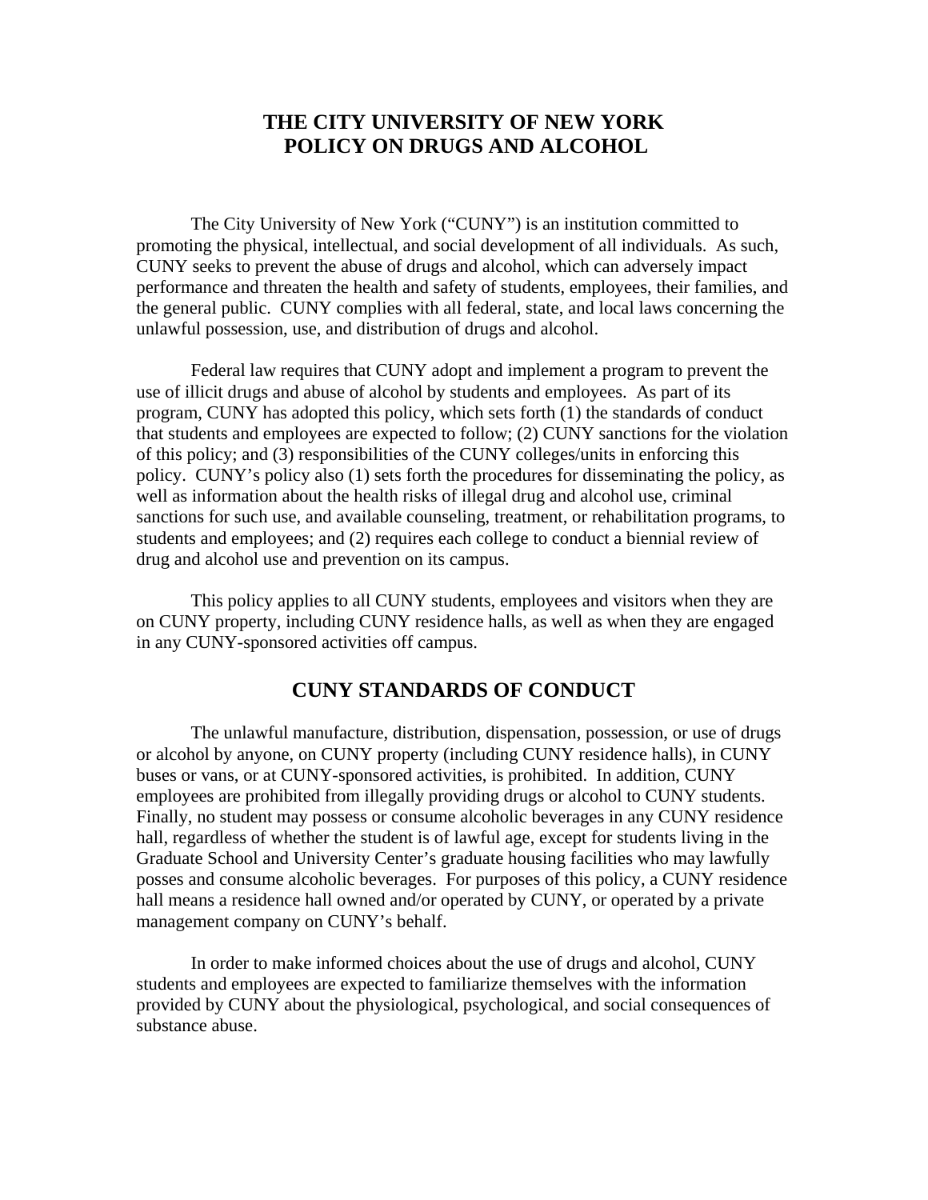# THE CITY UNIVERSITY OF NEW YORK
# POLICY ON DRUGS AND ALCOHOL

The City University of New York ("CUNY") is an institution committed to promoting the physical, intellectual, and social development of all individuals. As such, CUNY seeks to prevent the abuse of drugs and alcohol, which can adversely impact performance and threaten the health and safety of students, employees, their families, and the general public. CUNY complies with all federal, state, and local laws concerning the unlawful possession, use, and distribution of drugs and alcohol.

Federal law requires that CUNY adopt and implement a program to prevent the use of illicit drugs and abuse of alcohol by students and employees. As part of its program, CUNY has adopted this policy, which sets forth (1) the standards of conduct that students and employees are expected to follow; (2) CUNY sanctions for the violation of this policy; and (3) responsibilities of the CUNY colleges/units in enforcing this policy. CUNY's policy also (1) sets forth the procedures for disseminating the policy, as well as information about the health risks of illegal drug and alcohol use, criminal sanctions for such use, and available counseling, treatment, or rehabilitation programs, to students and employees; and (2) requires each college to conduct a biennial review of drug and alcohol use and prevention on its campus.

This policy applies to all CUNY students, employees and visitors when they are on CUNY property, including CUNY residence halls, as well as when they are engaged in any CUNY-sponsored activities off campus.

## CUNY STANDARDS OF CONDUCT

The unlawful manufacture, distribution, dispensation, possession, or use of drugs or alcohol by anyone, on CUNY property (including CUNY residence halls), in CUNY buses or vans, or at CUNY-sponsored activities, is prohibited. In addition, CUNY employees are prohibited from illegally providing drugs or alcohol to CUNY students. Finally, no student may possess or consume alcoholic beverages in any CUNY residence hall, regardless of whether the student is of lawful age, except for students living in the Graduate School and University Center's graduate housing facilities who may lawfully posses and consume alcoholic beverages. For purposes of this policy, a CUNY residence hall means a residence hall owned and/or operated by CUNY, or operated by a private management company on CUNY's behalf.

In order to make informed choices about the use of drugs and alcohol, CUNY students and employees are expected to familiarize themselves with the information provided by CUNY about the physiological, psychological, and social consequences of substance abuse.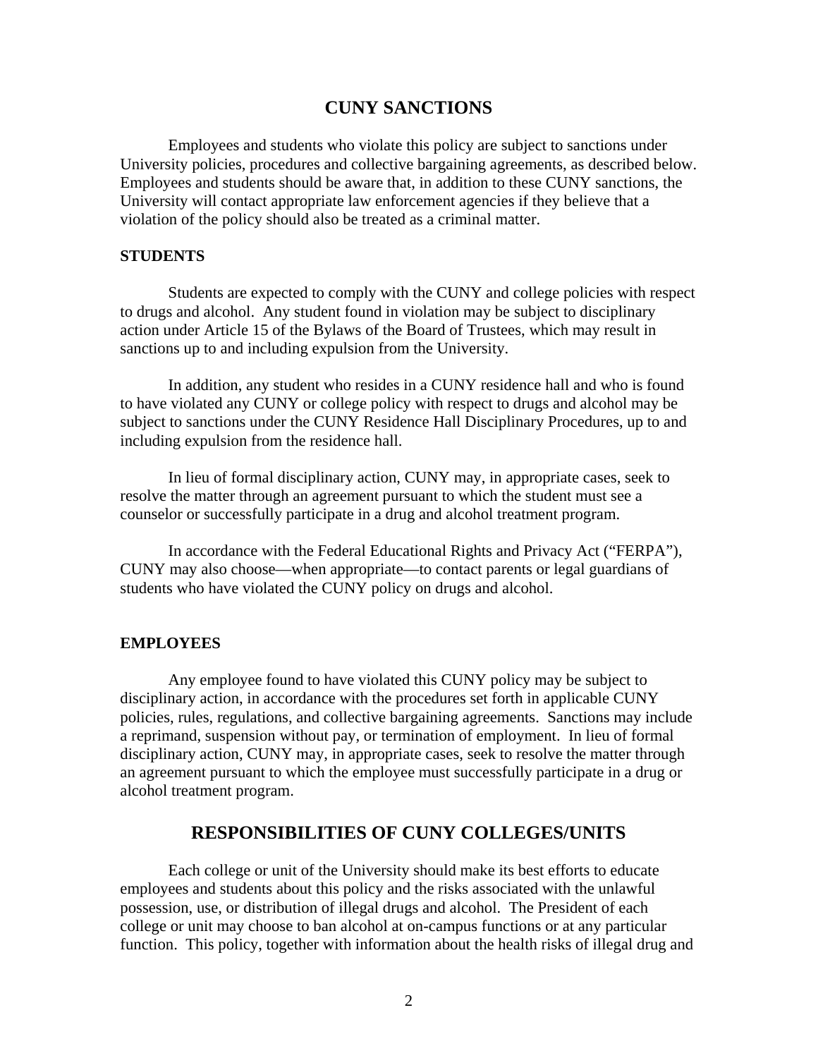## CUNY SANCTIONS

Employees and students who violate this policy are subject to sanctions under University policies, procedures and collective bargaining agreements, as described below. Employees and students should be aware that, in addition to these CUNY sanctions, the University will contact appropriate law enforcement agencies if they believe that a violation of the policy should also be treated as a criminal matter.

### STUDENTS

Students are expected to comply with the CUNY and college policies with respect to drugs and alcohol. Any student found in violation may be subject to disciplinary action under Article 15 of the Bylaws of the Board of Trustees, which may result in sanctions up to and including expulsion from the University.

In addition, any student who resides in a CUNY residence hall and who is found to have violated any CUNY or college policy with respect to drugs and alcohol may be subject to sanctions under the CUNY Residence Hall Disciplinary Procedures, up to and including expulsion from the residence hall.

In lieu of formal disciplinary action, CUNY may, in appropriate cases, seek to resolve the matter through an agreement pursuant to which the student must see a counselor or successfully participate in a drug and alcohol treatment program.

In accordance with the Federal Educational Rights and Privacy Act ("FERPA"), CUNY may also choose—when appropriate—to contact parents or legal guardians of students who have violated the CUNY policy on drugs and alcohol.

### EMPLOYEES

Any employee found to have violated this CUNY policy may be subject to disciplinary action, in accordance with the procedures set forth in applicable CUNY policies, rules, regulations, and collective bargaining agreements. Sanctions may include a reprimand, suspension without pay, or termination of employment. In lieu of formal disciplinary action, CUNY may, in appropriate cases, seek to resolve the matter through an agreement pursuant to which the employee must successfully participate in a drug or alcohol treatment program.

## RESPONSIBILITIES OF CUNY COLLEGES/UNITS

Each college or unit of the University should make its best efforts to educate employees and students about this policy and the risks associated with the unlawful possession, use, or distribution of illegal drugs and alcohol. The President of each college or unit may choose to ban alcohol at on-campus functions or at any particular function. This policy, together with information about the health risks of illegal drug and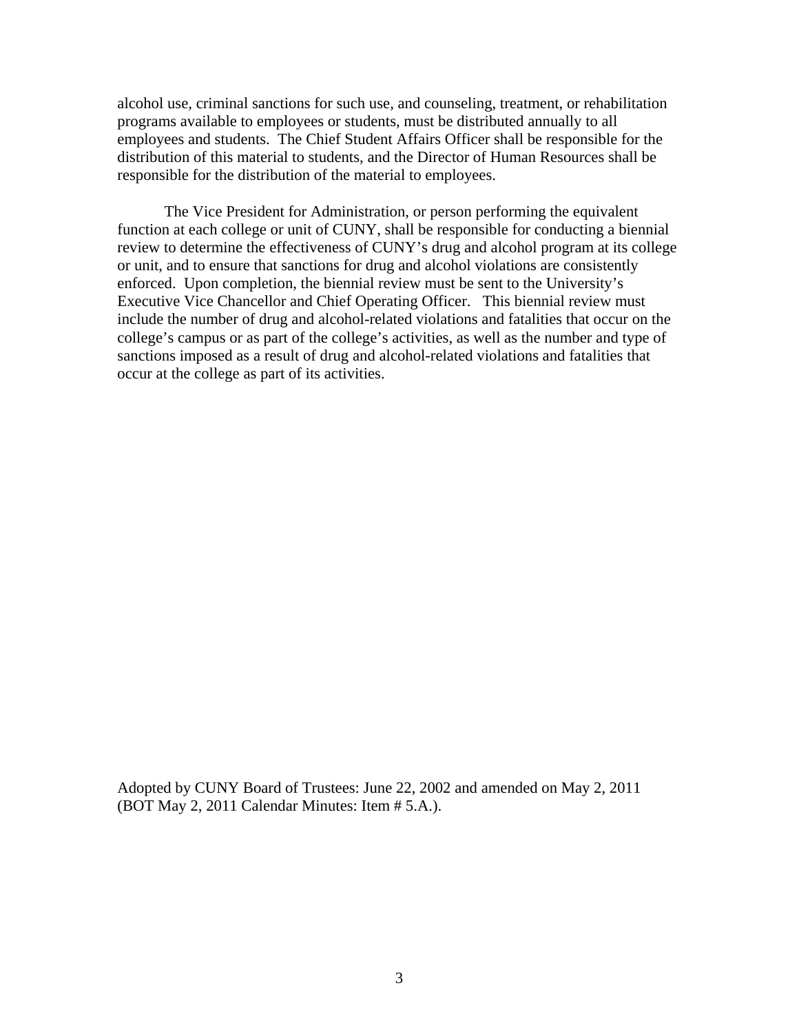alcohol use, criminal sanctions for such use, and counseling, treatment, or rehabilitation programs available to employees or students, must be distributed annually to all employees and students. The Chief Student Affairs Officer shall be responsible for the distribution of this material to students, and the Director of Human Resources shall be responsible for the distribution of the material to employees.

The Vice President for Administration, or person performing the equivalent function at each college or unit of CUNY, shall be responsible for conducting a biennial review to determine the effectiveness of CUNY's drug and alcohol program at its college or unit, and to ensure that sanctions for drug and alcohol violations are consistently enforced. Upon completion, the biennial review must be sent to the University's Executive Vice Chancellor and Chief Operating Officer. This biennial review must include the number of drug and alcohol-related violations and fatalities that occur on the college's campus or as part of the college's activities, as well as the number and type of sanctions imposed as a result of drug and alcohol-related violations and fatalities that occur at the college as part of its activities.

Adopted by CUNY Board of Trustees: June 22, 2002 and amended on May 2, 2011 (BOT May 2, 2011 Calendar Minutes: Item # 5.A.).